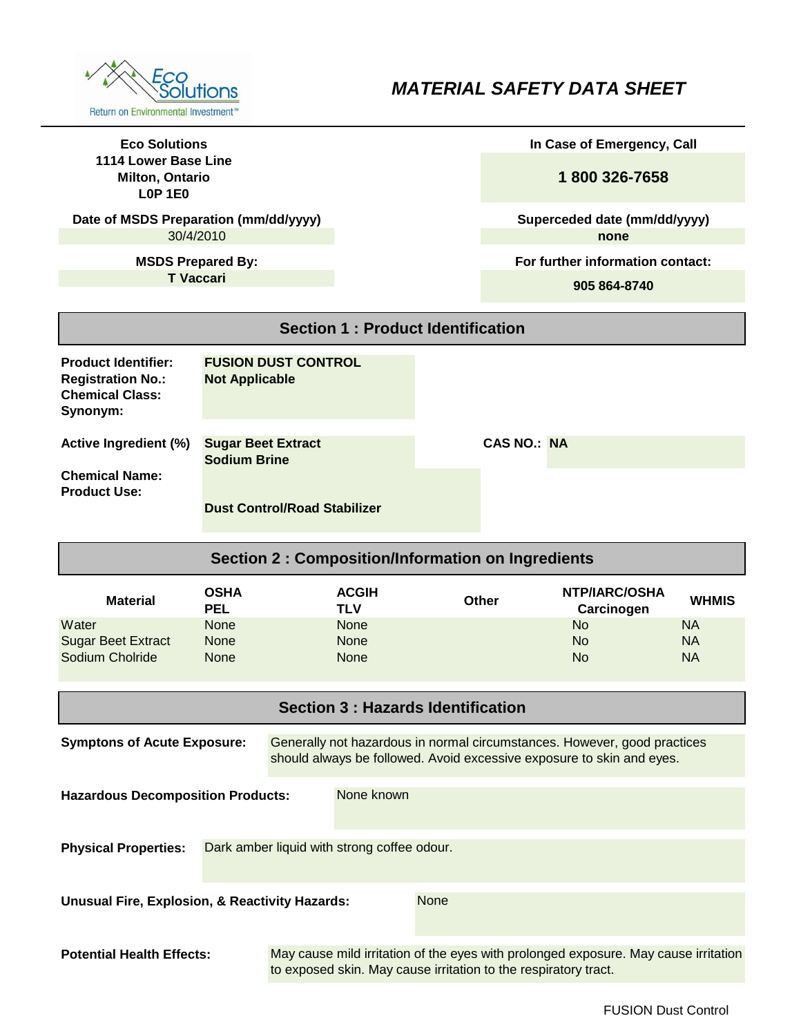Eco Solutions
Return on Environmental Investment™

# MATERIAL SAFETY DATA SHEET

**Eco Solutions**
**1114 Lower Base Line**
**Milton, Ontario**
**L0P 1E0**

**In Case of Emergency, Call**

**1 800 326-7658**

**Date of MSDS Preparation (mm/dd/yyyy)**
30/4/2010

**Superceded date (mm/dd/yyyy)**
**none**

**MSDS Prepared By:**
**T Vaccari**

**For further information contact:**
**905 864-8740**

## Section 1 : Product Identification

**Product Identifier:** **FUSION DUST CONTROL**
**Registration No.:** **Not Applicable**
**Chemical Class:**
**Synonym:**

**Active Ingredient (%)** **Sugar Beet Extract**
**Sodium Brine**

**CAS NO.:** **NA**

**Chemical Name:**
**Product Use:** **Dust Control/Road Stabilizer**

## Section 2 : Composition/Information on Ingredients

| Material | OSHA PEL | ACGIH TLV | Other | NTP/IARC/OSHA Carcinogen | WHMIS |
|---|---|---|---|---|---|
| Water | None | None | | No | NA |
| Sugar Beet Extract | None | None | | No | NA |
| Sodium Cholride | None | None | | No | NA |

## Section 3 : Hazards Identification

**Symptons of Acute Exposure:** Generally not hazardous in normal circumstances. However, good practices should always be followed. Avoid excessive exposure to skin and eyes.

**Hazardous Decomposition Products:** None known

**Physical Properties:** Dark amber liquid with strong coffee odour.

**Unusual Fire, Explosion, & Reactivity Hazards:** None

**Potential Health Effects:** May cause mild irritation of the eyes with prolonged exposure. May cause irritation to exposed skin. May cause irritation to the respiratory tract.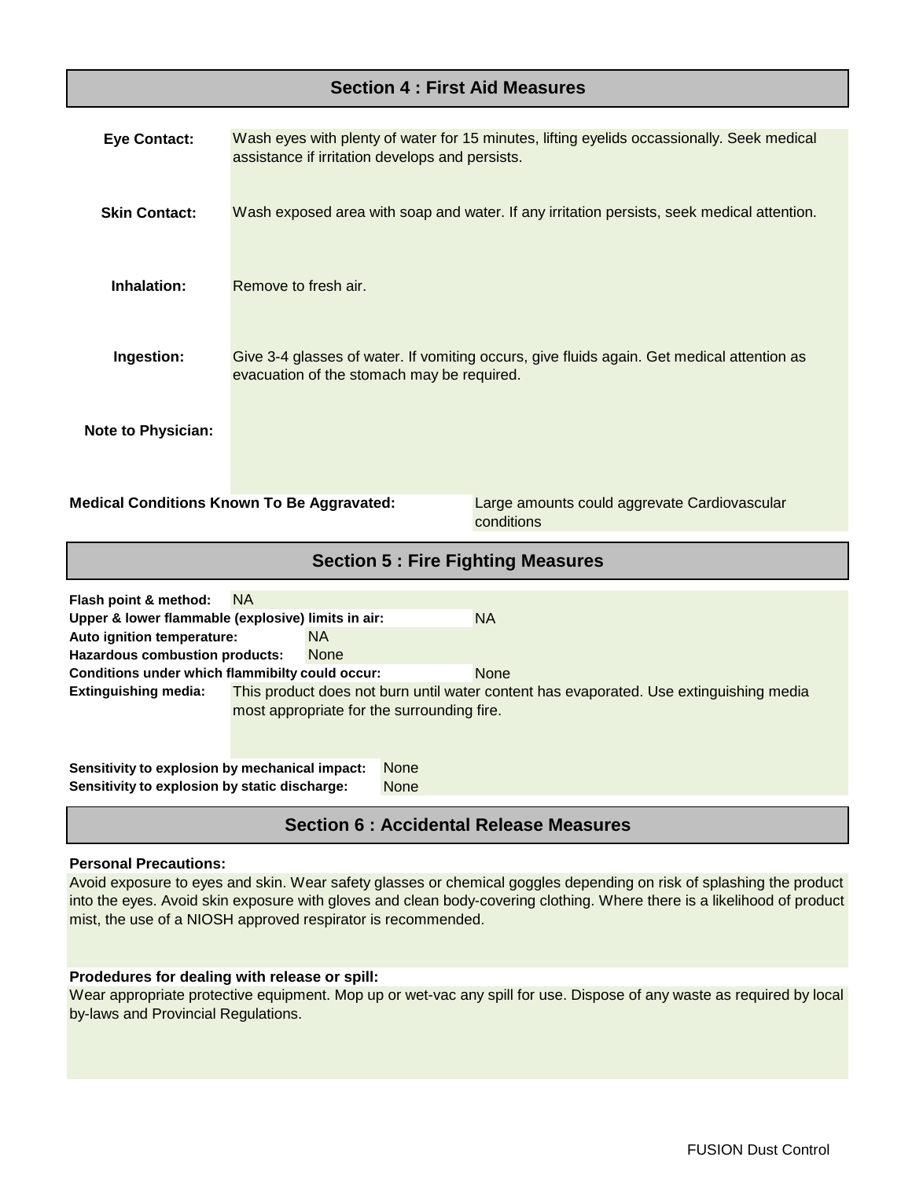## Section 4 : First Aid Measures

**Eye Contact:** Wash eyes with plenty of water for 15 minutes, lifting eyelids occassionally. Seek medical assistance if irritation develops and persists.

**Skin Contact:** Wash exposed area with soap and water. If any irritation persists, seek medical attention.

**Inhalation:** Remove to fresh air.

**Ingestion:** Give 3-4 glasses of water. If vomiting occurs, give fluids again. Get medical attention as evacuation of the stomach may be required.

**Note to Physician:**

**Medical Conditions Known To Be Aggravated:** Large amounts could aggrevate Cardiovascular conditions

## Section 5 : Fire Fighting Measures

**Flash point & method:** NA
**Upper & lower flammable (explosive) limits in air:** NA
**Auto ignition temperature:** NA
**Hazardous combustion products:** None
**Conditions under which flammibilty could occur:** None
**Extinguishing media:** This product does not burn until water content has evaporated. Use extinguishing media most appropriate for the surrounding fire.

**Sensitivity to explosion by mechanical impact:** None
**Sensitivity to explosion by static discharge:** None

## Section 6 : Accidental Release Measures

**Personal Precautions:**
Avoid exposure to eyes and skin. Wear safety glasses or chemical goggles depending on risk of splashing the product into the eyes. Avoid skin exposure with gloves and clean body-covering clothing. Where there is a likelihood of product mist, the use of a NIOSH approved respirator is recommended.

**Prodedures for dealing with release or spill:**
Wear appropriate protective equipment. Mop up or wet-vac any spill for use. Dispose of any waste as required by local by-laws and Provincial Regulations.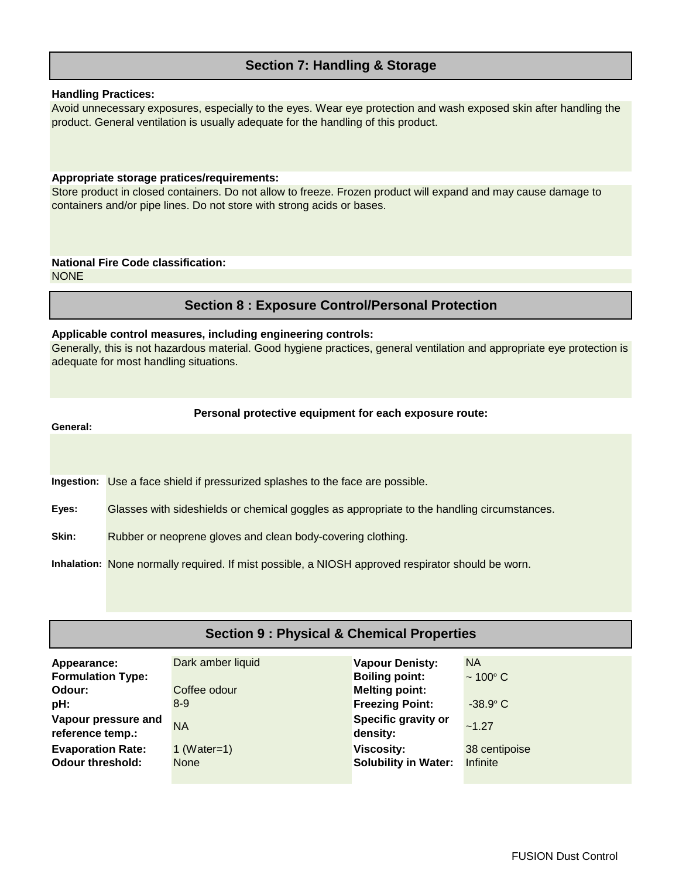## Section 7: Handling & Storage

**Handling Practices:**

Avoid unnecessary exposures, especially to the eyes. Wear eye protection and wash exposed skin after handling the product. General ventilation is usually adequate for the handling of this product.

**Appropriate storage pratices/requirements:**

Store product in closed containers. Do not allow to freeze. Frozen product will expand and may cause damage to containers and/or pipe lines. Do not store with strong acids or bases.

**National Fire Code classification:**

NONE

## Section 8 : Exposure Control/Personal Protection

**Applicable control measures, including engineering controls:**

Generally, this is not hazardous material. Good hygiene practices, general ventilation and appropriate eye protection is adequate for most handling situations.

**Personal protective equipment for each exposure route:**

**General:**

**Ingestion:** Use a face shield if pressurized splashes to the face are possible.

**Eyes:** Glasses with sideshields or chemical goggles as appropriate to the handling circumstances.

**Skin:** Rubber or neoprene gloves and clean body-covering clothing.

**Inhalation:** None normally required. If mist possible, a NIOSH approved respirator should be worn.

## Section 9 : Physical & Chemical Properties

| | | | |
|---|---|---|---|
| **Appearance:** | Dark amber liquid | **Vapour Denisty:** | NA |
| **Formulation Type:** | | **Boiling point:** | ~ 100° C |
| **Odour:** | Coffee odour | **Melting point:** | |
| **pH:** | 8-9 | **Freezing Point:** | -38.9° C |
| **Vapour pressure and reference temp.:** | NA | **Specific gravity or density:** | ~1.27 |
| **Evaporation Rate:** | 1 (Water=1) | **Viscosity:** | 38 centipoise |
| **Odour threshold:** | None | **Solubility in Water:** | Infinite |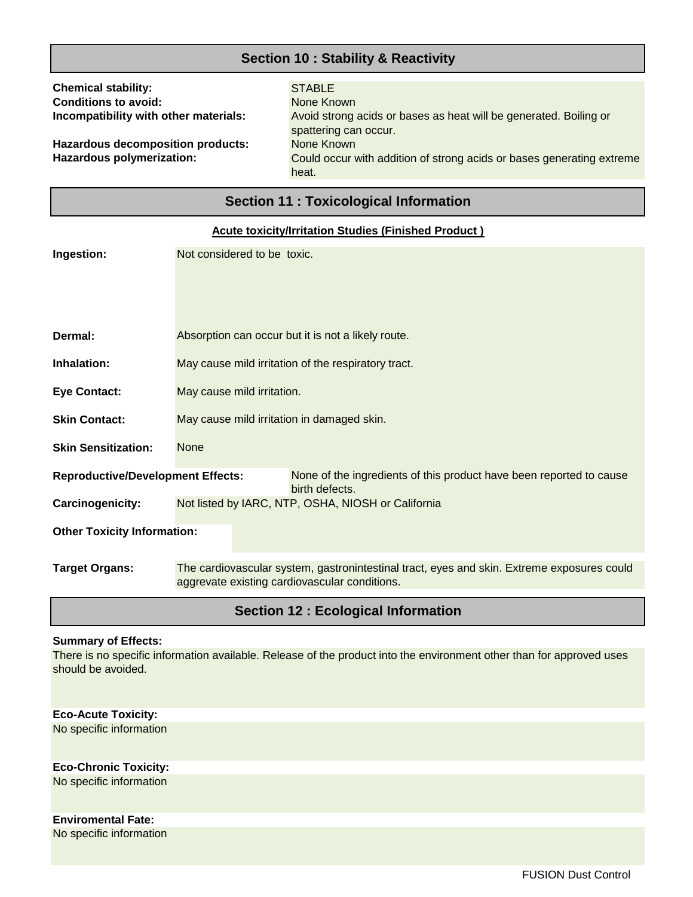## Section 10 : Stability & Reactivity

**Chemical stability:** STABLE
**Conditions to avoid:** None Known
**Incompatibility with other materials:** Avoid strong acids or bases as heat will be generated. Boiling or spattering can occur.
**Hazardous decomposition products:** None Known
**Hazardous polymerization:** Could occur with addition of strong acids or bases generating extreme heat.

## Section 11 : Toxicological Information

**Acute toxicity/Irritation Studies (Finished Product )**

**Ingestion:** Not considered to be toxic.

**Dermal:** Absorption can occur but it is not a likely route.

**Inhalation:** May cause mild irritation of the respiratory tract.

**Eye Contact:** May cause mild irritation.

**Skin Contact:** May cause mild irritation in damaged skin.

**Skin Sensitization:** None

**Reproductive/Development Effects:** None of the ingredients of this product have been reported to cause birth defects.

**Carcinogenicity:** Not listed by IARC, NTP, OSHA, NIOSH or California

**Other Toxicity Information:**

**Target Organs:** The cardiovascular system, gastronintestinal tract, eyes and skin. Extreme exposures could aggrevate existing cardiovascular conditions.

## Section 12 : Ecological Information

**Summary of Effects:**
There is no specific information available. Release of the product into the environment other than for approved uses should be avoided.

**Eco-Acute Toxicity:**
No specific information

**Eco-Chronic Toxicity:**
No specific information

**Enviromental Fate:**
No specific information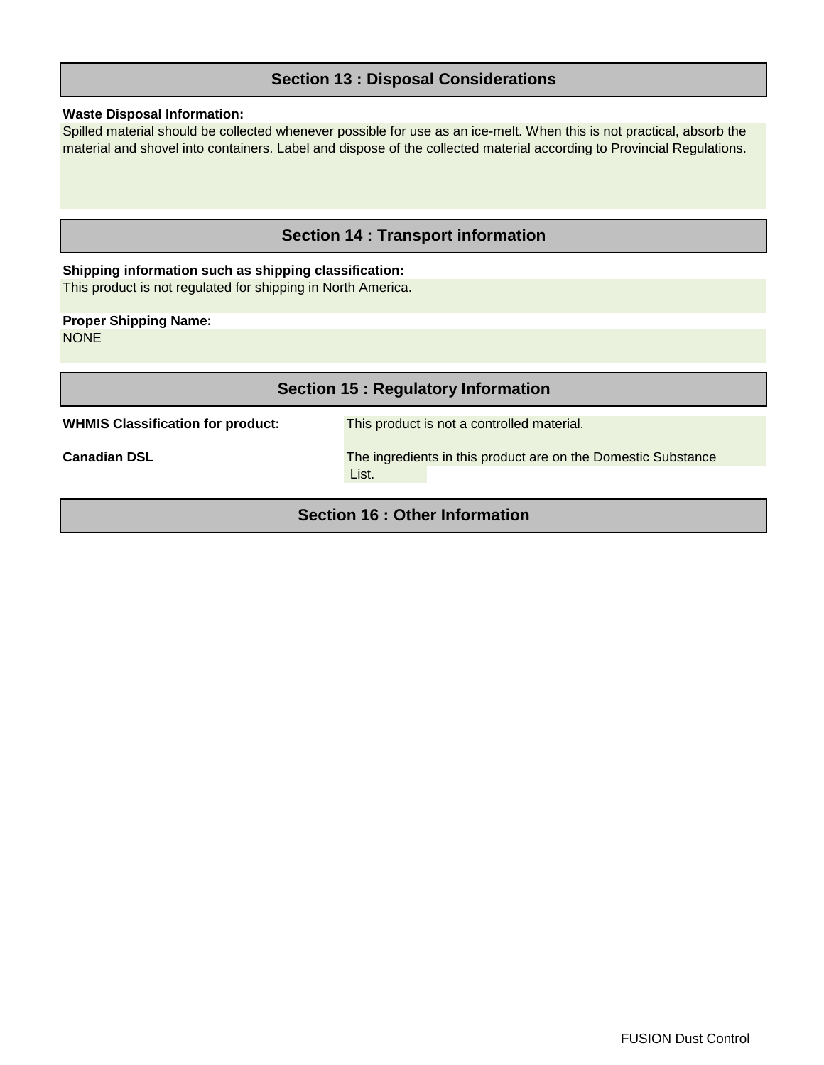## Section 13 : Disposal Considerations

**Waste Disposal Information:**

Spilled material should be collected whenever possible for use as an ice-melt. When this is not practical, absorb the material and shovel into containers. Label and dispose of the collected material according to Provincial Regulations.

## Section 14 : Transport information

**Shipping information such as shipping classification:**

This product is not regulated for shipping in North America.

**Proper Shipping Name:**

NONE

## Section 15 : Regulatory Information

| | |
|---|---|
| **WHMIS Classification for product:** | This product is not a controlled material. |
| **Canadian DSL** | The ingredients in this product are on the Domestic Substance List. |

## Section 16 : Other Information